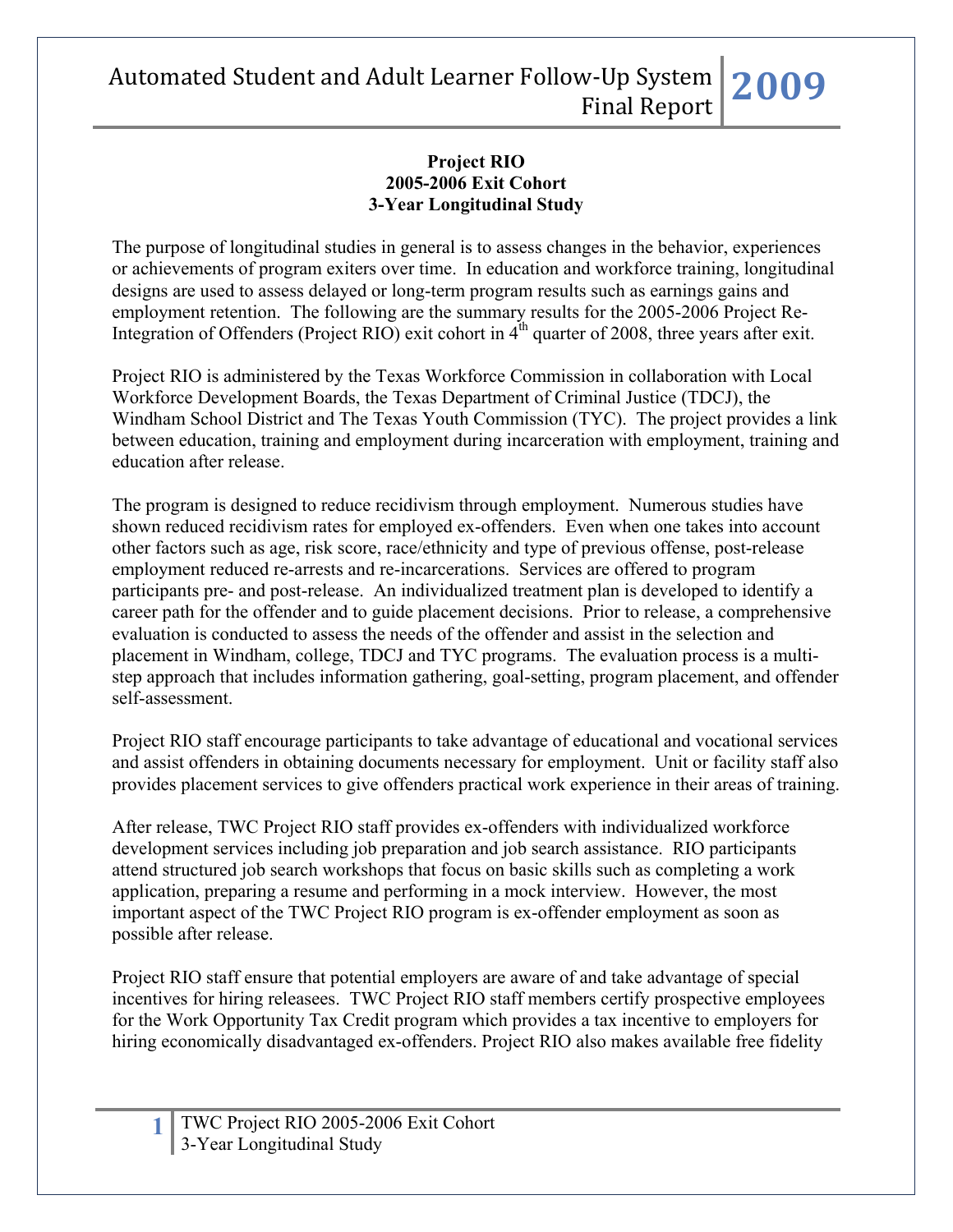**Project RIO**
**2005-2006 Exit Cohort**
**3-Year Longitudinal Study**

The purpose of longitudinal studies in general is to assess changes in the behavior, experiences or achievements of program exiters over time. In education and workforce training, longitudinal designs are used to assess delayed or long-term program results such as earnings gains and employment retention. The following are the summary results for the 2005-2006 Project Re-Integration of Offenders (Project RIO) exit cohort in 4th quarter of 2008, three years after exit.

Project RIO is administered by the Texas Workforce Commission in collaboration with Local Workforce Development Boards, the Texas Department of Criminal Justice (TDCJ), the Windham School District and The Texas Youth Commission (TYC). The project provides a link between education, training and employment during incarceration with employment, training and education after release.

The program is designed to reduce recidivism through employment. Numerous studies have shown reduced recidivism rates for employed ex-offenders. Even when one takes into account other factors such as age, risk score, race/ethnicity and type of previous offense, post-release employment reduced re-arrests and re-incarcerations. Services are offered to program participants pre- and post-release. An individualized treatment plan is developed to identify a career path for the offender and to guide placement decisions. Prior to release, a comprehensive evaluation is conducted to assess the needs of the offender and assist in the selection and placement in Windham, college, TDCJ and TYC programs. The evaluation process is a multi-step approach that includes information gathering, goal-setting, program placement, and offender self-assessment.

Project RIO staff encourage participants to take advantage of educational and vocational services and assist offenders in obtaining documents necessary for employment. Unit or facility staff also provides placement services to give offenders practical work experience in their areas of training.

After release, TWC Project RIO staff provides ex-offenders with individualized workforce development services including job preparation and job search assistance. RIO participants attend structured job search workshops that focus on basic skills such as completing a work application, preparing a resume and performing in a mock interview. However, the most important aspect of the TWC Project RIO program is ex-offender employment as soon as possible after release.

Project RIO staff ensure that potential employers are aware of and take advantage of special incentives for hiring releasees. TWC Project RIO staff members certify prospective employees for the Work Opportunity Tax Credit program which provides a tax incentive to employers for hiring economically disadvantaged ex-offenders. Project RIO also makes available free fidelity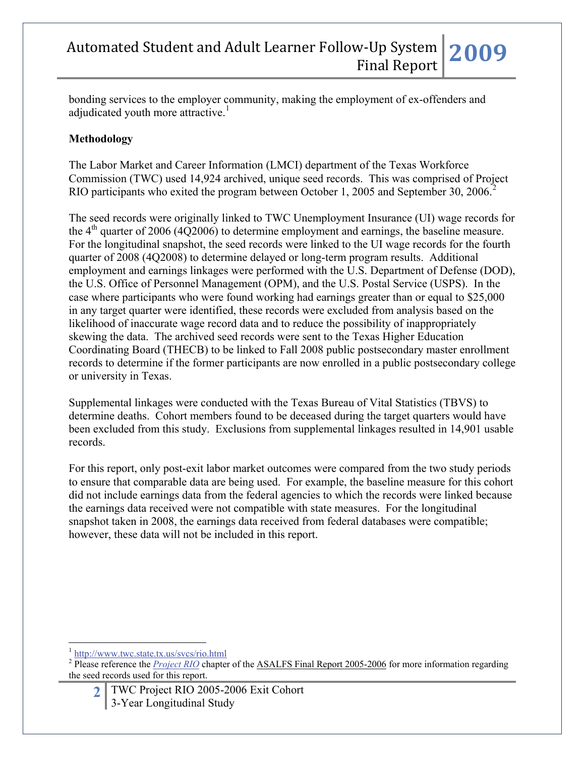bonding services to the employer community, making the employment of ex-offenders and adjudicated youth more attractive.[1]

**Methodology**

The Labor Market and Career Information (LMCI) department of the Texas Workforce Commission (TWC) used 14,924 archived, unique seed records. This was comprised of Project RIO participants who exited the program between October 1, 2005 and September 30, 2006.[2]

The seed records were originally linked to TWC Unemployment Insurance (UI) wage records for the 4th quarter of 2006 (4Q2006) to determine employment and earnings, the baseline measure. For the longitudinal snapshot, the seed records were linked to the UI wage records for the fourth quarter of 2008 (4Q2008) to determine delayed or long-term program results. Additional employment and earnings linkages were performed with the U.S. Department of Defense (DOD), the U.S. Office of Personnel Management (OPM), and the U.S. Postal Service (USPS). In the case where participants who were found working had earnings greater than or equal to $25,000 in any target quarter were identified, these records were excluded from analysis based on the likelihood of inaccurate wage record data and to reduce the possibility of inappropriately skewing the data. The archived seed records were sent to the Texas Higher Education Coordinating Board (THECB) to be linked to Fall 2008 public postsecondary master enrollment records to determine if the former participants are now enrolled in a public postsecondary college or university in Texas.

Supplemental linkages were conducted with the Texas Bureau of Vital Statistics (TBVS) to determine deaths. Cohort members found to be deceased during the target quarters would have been excluded from this study. Exclusions from supplemental linkages resulted in 14,901 usable records.

For this report, only post-exit labor market outcomes were compared from the two study periods to ensure that comparable data are being used. For example, the baseline measure for this cohort did not include earnings data from the federal agencies to which the records were linked because the earnings data received were not compatible with state measures. For the longitudinal snapshot taken in 2008, the earnings data received from federal databases were compatible; however, these data will not be included in this report.

[1] http://www.twc.state.tx.us/svcs/rio.html

[2] Please reference the *Project RIO* chapter of the ASALFS Final Report 2005-2006 for more information regarding the seed records used for this report.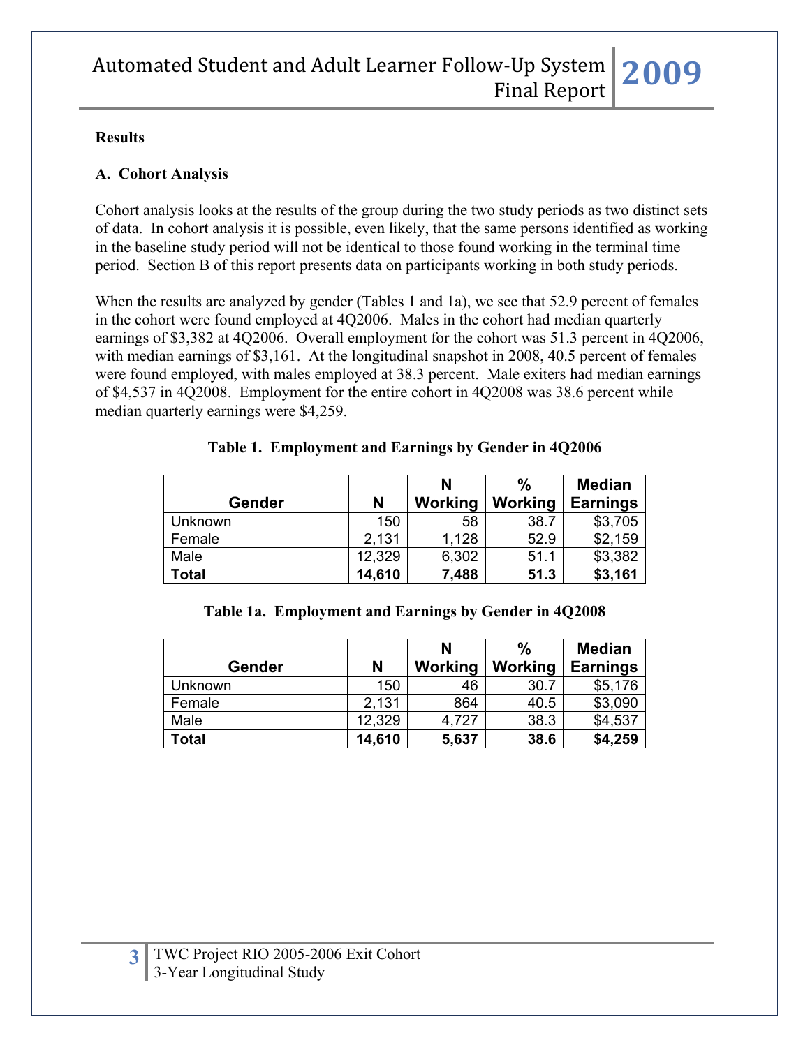## Results

### A. Cohort Analysis

Cohort analysis looks at the results of the group during the two study periods as two distinct sets of data. In cohort analysis it is possible, even likely, that the same persons identified as working in the baseline study period will not be identical to those found working in the terminal time period. Section B of this report presents data on participants working in both study periods.

When the results are analyzed by gender (Tables 1 and 1a), we see that 52.9 percent of females in the cohort were found employed at 4Q2006. Males in the cohort had median quarterly earnings of $3,382 at 4Q2006. Overall employment for the cohort was 51.3 percent in 4Q2006, with median earnings of $3,161. At the longitudinal snapshot in 2008, 40.5 percent of females were found employed, with males employed at 38.3 percent. Male exiters had median earnings of $4,537 in 4Q2008. Employment for the entire cohort in 4Q2008 was 38.6 percent while median quarterly earnings were $4,259.

**Table 1. Employment and Earnings by Gender in 4Q2006**

| Gender | N | N Working | % Working | Median Earnings |
|---|---|---|---|---|
| Unknown | 150 | 58 | 38.7 | $3,705 |
| Female | 2,131 | 1,128 | 52.9 | $2,159 |
| Male | 12,329 | 6,302 | 51.1 | $3,382 |
| **Total** | **14,610** | **7,488** | **51.3** | **$3,161** |

**Table 1a. Employment and Earnings by Gender in 4Q2008**

| Gender | N | N Working | % Working | Median Earnings |
|---|---|---|---|---|
| Unknown | 150 | 46 | 30.7 | $5,176 |
| Female | 2,131 | 864 | 40.5 | $3,090 |
| Male | 12,329 | 4,727 | 38.3 | $4,537 |
| **Total** | **14,610** | **5,637** | **38.6** | **$4,259** |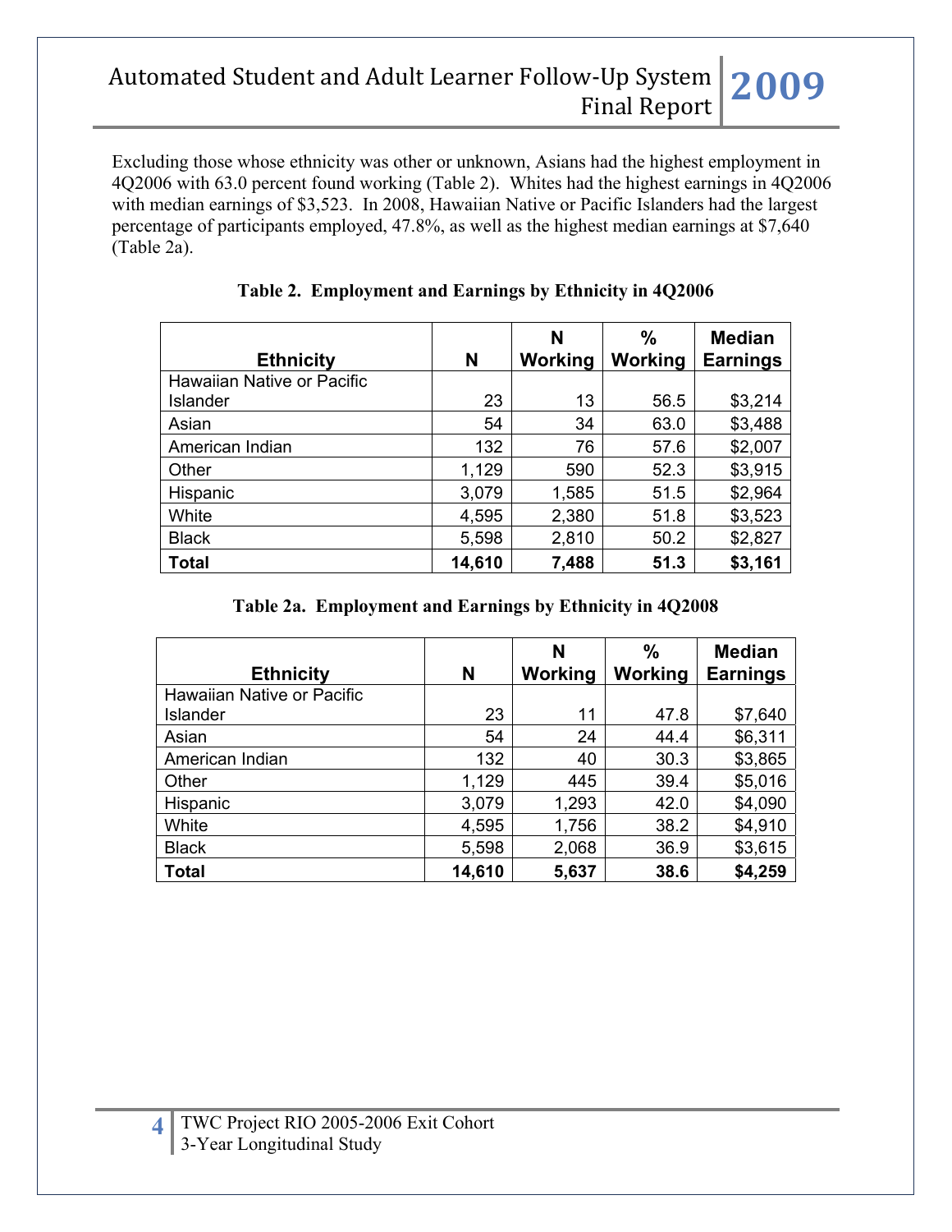Excluding those whose ethnicity was other or unknown, Asians had the highest employment in 4Q2006 with 63.0 percent found working (Table 2). Whites had the highest earnings in 4Q2006 with median earnings of $3,523. In 2008, Hawaiian Native or Pacific Islanders had the largest percentage of participants employed, 47.8%, as well as the highest median earnings at $7,640 (Table 2a).

**Table 2. Employment and Earnings by Ethnicity in 4Q2006**

| Ethnicity | N | N Working | % Working | Median Earnings |
|---|---|---|---|---|
| Hawaiian Native or Pacific Islander | 23 | 13 | 56.5 | $3,214 |
| Asian | 54 | 34 | 63.0 | $3,488 |
| American Indian | 132 | 76 | 57.6 | $2,007 |
| Other | 1,129 | 590 | 52.3 | $3,915 |
| Hispanic | 3,079 | 1,585 | 51.5 | $2,964 |
| White | 4,595 | 2,380 | 51.8 | $3,523 |
| Black | 5,598 | 2,810 | 50.2 | $2,827 |
| **Total** | **14,610** | **7,488** | **51.3** | **$3,161** |

**Table 2a. Employment and Earnings by Ethnicity in 4Q2008**

| Ethnicity | N | N Working | % Working | Median Earnings |
|---|---|---|---|---|
| Hawaiian Native or Pacific Islander | 23 | 11 | 47.8 | $7,640 |
| Asian | 54 | 24 | 44.4 | $6,311 |
| American Indian | 132 | 40 | 30.3 | $3,865 |
| Other | 1,129 | 445 | 39.4 | $5,016 |
| Hispanic | 3,079 | 1,293 | 42.0 | $4,090 |
| White | 4,595 | 1,756 | 38.2 | $4,910 |
| Black | 5,598 | 2,068 | 36.9 | $3,615 |
| **Total** | **14,610** | **5,637** | **38.6** | **$4,259** |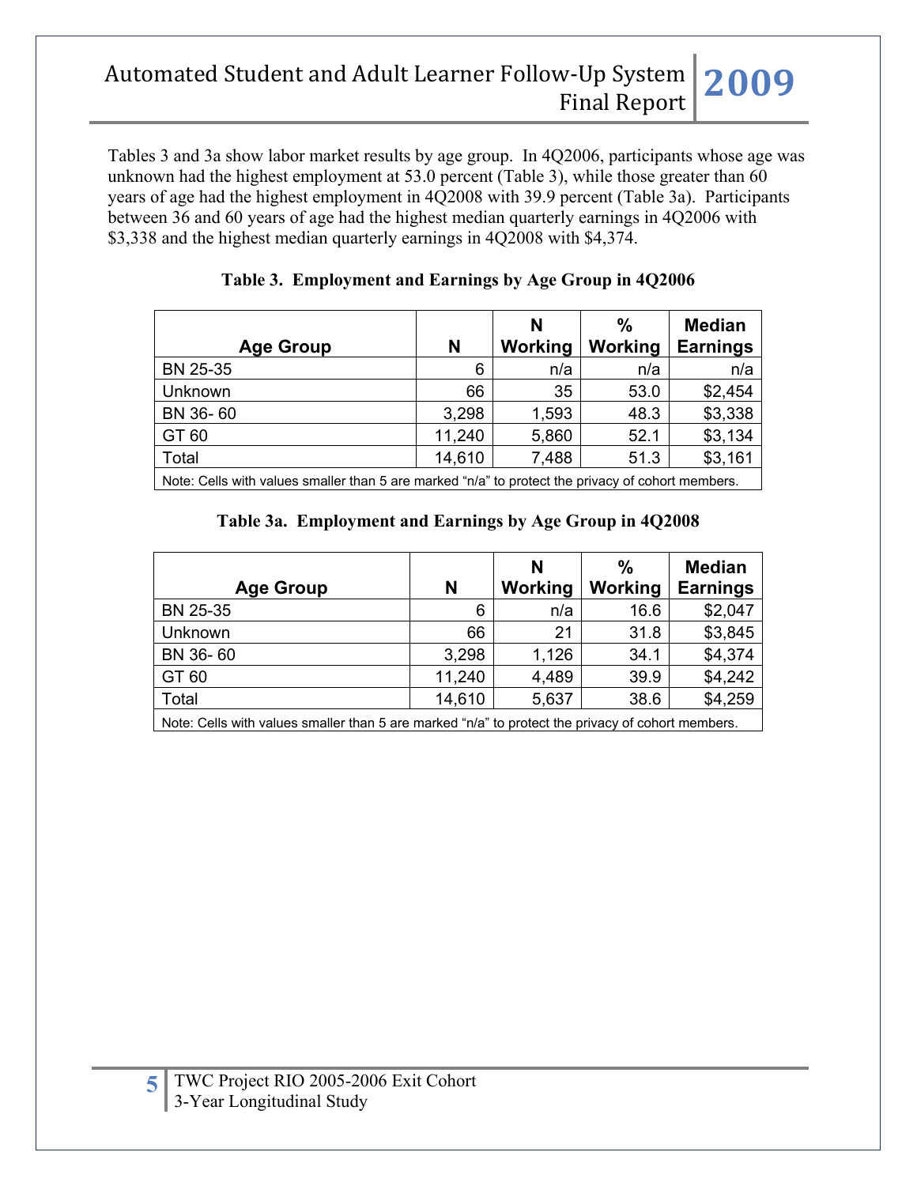Tables 3 and 3a show labor market results by age group. In 4Q2006, participants whose age was unknown had the highest employment at 53.0 percent (Table 3), while those greater than 60 years of age had the highest employment in 4Q2008 with 39.9 percent (Table 3a). Participants between 36 and 60 years of age had the highest median quarterly earnings in 4Q2006 with $3,338 and the highest median quarterly earnings in 4Q2008 with $4,374.

**Table 3. Employment and Earnings by Age Group in 4Q2006**

| Age Group | N | N Working | % Working | Median Earnings |
|---|---|---|---|---|
| BN 25-35 | 6 | n/a | n/a | n/a |
| Unknown | 66 | 35 | 53.0 | $2,454 |
| BN 36- 60 | 3,298 | 1,593 | 48.3 | $3,338 |
| GT 60 | 11,240 | 5,860 | 52.1 | $3,134 |
| Total | 14,610 | 7,488 | 51.3 | $3,161 |

Note: Cells with values smaller than 5 are marked "n/a" to protect the privacy of cohort members.

**Table 3a. Employment and Earnings by Age Group in 4Q2008**

| Age Group | N | N Working | % Working | Median Earnings |
|---|---|---|---|---|
| BN 25-35 | 6 | n/a | 16.6 | $2,047 |
| Unknown | 66 | 21 | 31.8 | $3,845 |
| BN 36- 60 | 3,298 | 1,126 | 34.1 | $4,374 |
| GT 60 | 11,240 | 4,489 | 39.9 | $4,242 |
| Total | 14,610 | 5,637 | 38.6 | $4,259 |

Note: Cells with values smaller than 5 are marked "n/a" to protect the privacy of cohort members.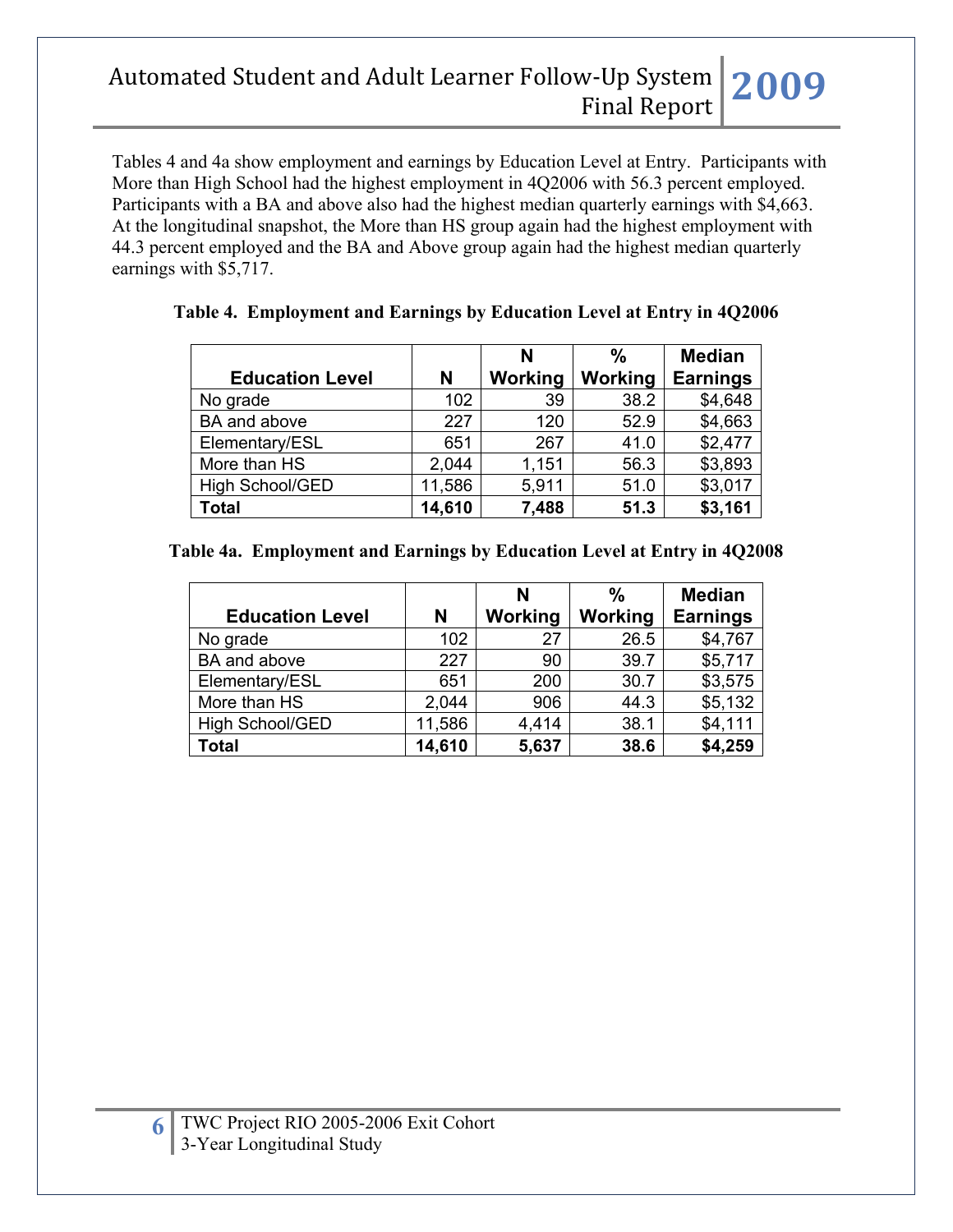Tables 4 and 4a show employment and earnings by Education Level at Entry. Participants with More than High School had the highest employment in 4Q2006 with 56.3 percent employed. Participants with a BA and above also had the highest median quarterly earnings with $4,663. At the longitudinal snapshot, the More than HS group again had the highest employment with 44.3 percent employed and the BA and Above group again had the highest median quarterly earnings with $5,717.

**Table 4. Employment and Earnings by Education Level at Entry in 4Q2006**

| Education Level | N | N Working | % Working | Median Earnings |
|---|---|---|---|---|
| No grade | 102 | 39 | 38.2 | $4,648 |
| BA and above | 227 | 120 | 52.9 | $4,663 |
| Elementary/ESL | 651 | 267 | 41.0 | $2,477 |
| More than HS | 2,044 | 1,151 | 56.3 | $3,893 |
| High School/GED | 11,586 | 5,911 | 51.0 | $3,017 |
| **Total** | **14,610** | **7,488** | **51.3** | **$3,161** |

**Table 4a. Employment and Earnings by Education Level at Entry in 4Q2008**

| Education Level | N | N Working | % Working | Median Earnings |
|---|---|---|---|---|
| No grade | 102 | 27 | 26.5 | $4,767 |
| BA and above | 227 | 90 | 39.7 | $5,717 |
| Elementary/ESL | 651 | 200 | 30.7 | $3,575 |
| More than HS | 2,044 | 906 | 44.3 | $5,132 |
| High School/GED | 11,586 | 4,414 | 38.1 | $4,111 |
| **Total** | **14,610** | **5,637** | **38.6** | **$4,259** |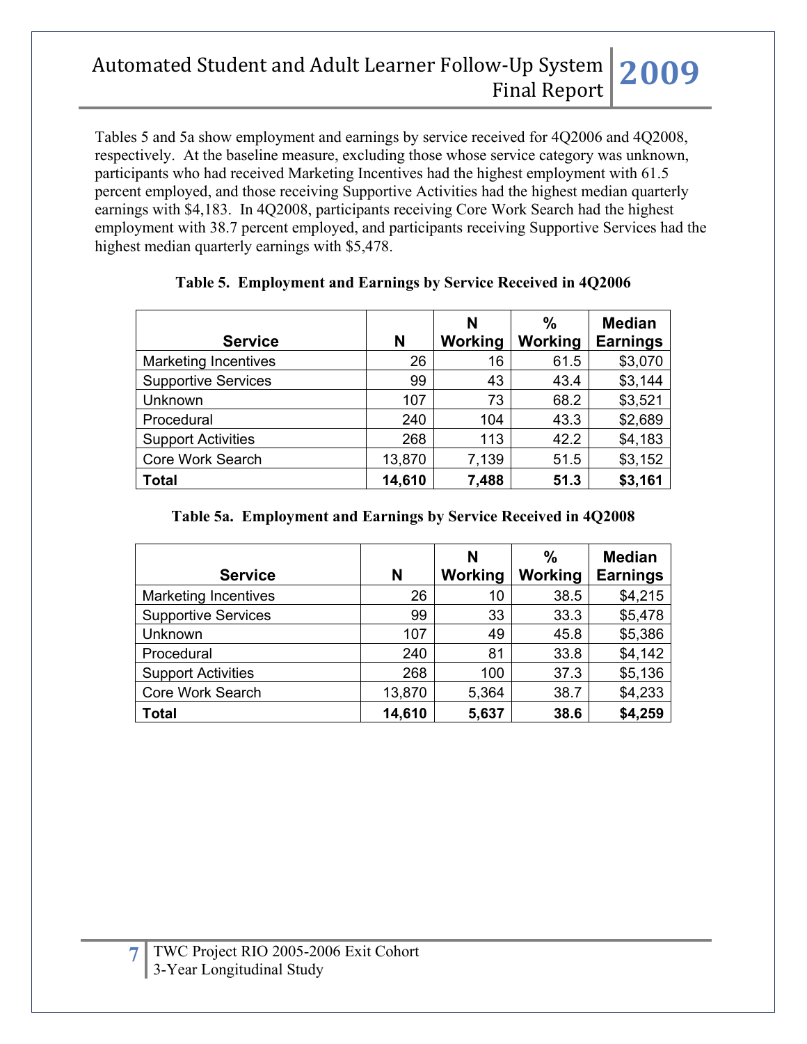Tables 5 and 5a show employment and earnings by service received for 4Q2006 and 4Q2008, respectively. At the baseline measure, excluding those whose service category was unknown, participants who had received Marketing Incentives had the highest employment with 61.5 percent employed, and those receiving Supportive Activities had the highest median quarterly earnings with $4,183. In 4Q2008, participants receiving Core Work Search had the highest employment with 38.7 percent employed, and participants receiving Supportive Services had the highest median quarterly earnings with $5,478.

**Table 5. Employment and Earnings by Service Received in 4Q2006**

| Service | N | N Working | % Working | Median Earnings |
|---|---|---|---|---|
| Marketing Incentives | 26 | 16 | 61.5 | $3,070 |
| Supportive Services | 99 | 43 | 43.4 | $3,144 |
| Unknown | 107 | 73 | 68.2 | $3,521 |
| Procedural | 240 | 104 | 43.3 | $2,689 |
| Support Activities | 268 | 113 | 42.2 | $4,183 |
| Core Work Search | 13,870 | 7,139 | 51.5 | $3,152 |
| **Total** | **14,610** | **7,488** | **51.3** | **$3,161** |

**Table 5a. Employment and Earnings by Service Received in 4Q2008**

| Service | N | N Working | % Working | Median Earnings |
|---|---|---|---|---|
| Marketing Incentives | 26 | 10 | 38.5 | $4,215 |
| Supportive Services | 99 | 33 | 33.3 | $5,478 |
| Unknown | 107 | 49 | 45.8 | $5,386 |
| Procedural | 240 | 81 | 33.8 | $4,142 |
| Support Activities | 268 | 100 | 37.3 | $5,136 |
| Core Work Search | 13,870 | 5,364 | 38.7 | $4,233 |
| **Total** | **14,610** | **5,637** | **38.6** | **$4,259** |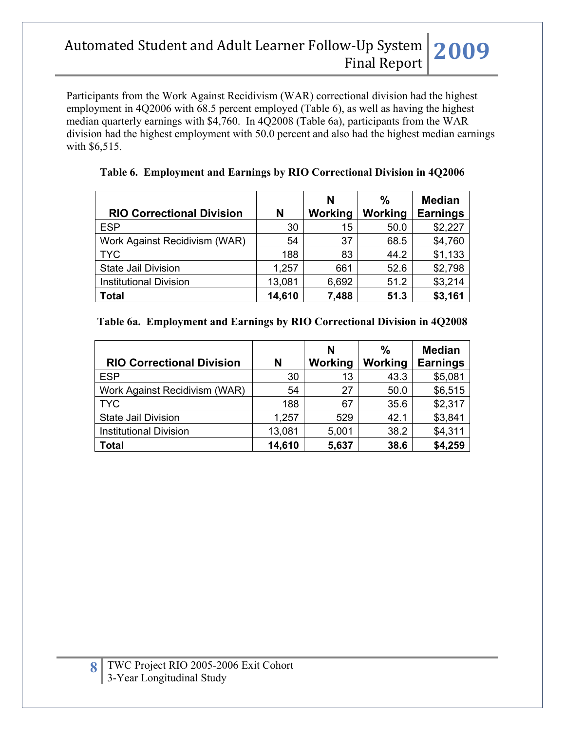Participants from the Work Against Recidivism (WAR) correctional division had the highest employment in 4Q2006 with 68.5 percent employed (Table 6), as well as having the highest median quarterly earnings with $4,760. In 4Q2008 (Table 6a), participants from the WAR division had the highest employment with 50.0 percent and also had the highest median earnings with $6,515.

**Table 6. Employment and Earnings by RIO Correctional Division in 4Q2006**

| RIO Correctional Division | N | N Working | % Working | Median Earnings |
|---|---|---|---|---|
| ESP | 30 | 15 | 50.0 | $2,227 |
| Work Against Recidivism (WAR) | 54 | 37 | 68.5 | $4,760 |
| TYC | 188 | 83 | 44.2 | $1,133 |
| State Jail Division | 1,257 | 661 | 52.6 | $2,798 |
| Institutional Division | 13,081 | 6,692 | 51.2 | $3,214 |
| **Total** | **14,610** | **7,488** | **51.3** | **$3,161** |

**Table 6a. Employment and Earnings by RIO Correctional Division in 4Q2008**

| RIO Correctional Division | N | N Working | % Working | Median Earnings |
|---|---|---|---|---|
| ESP | 30 | 13 | 43.3 | $5,081 |
| Work Against Recidivism (WAR) | 54 | 27 | 50.0 | $6,515 |
| TYC | 188 | 67 | 35.6 | $2,317 |
| State Jail Division | 1,257 | 529 | 42.1 | $3,841 |
| Institutional Division | 13,081 | 5,001 | 38.2 | $4,311 |
| **Total** | **14,610** | **5,637** | **38.6** | **$4,259** |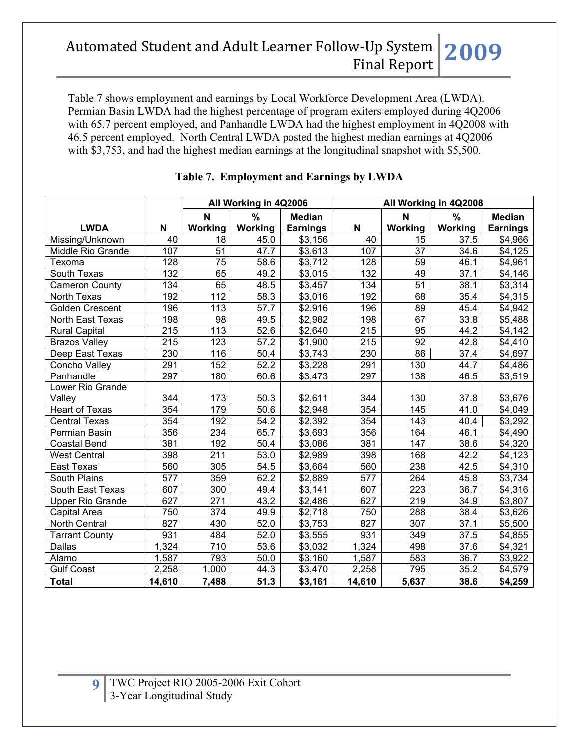Table 7 shows employment and earnings by Local Workforce Development Area (LWDA). Permian Basin LWDA had the highest percentage of program exiters employed during 4Q2006 with 65.7 percent employed, and Panhandle LWDA had the highest employment in 4Q2008 with 46.5 percent employed. North Central LWDA posted the highest median earnings at 4Q2006 with $3,753, and had the highest median earnings at the longitudinal snapshot with $5,500.

**Table 7. Employment and Earnings by LWDA**

| | | All Working in 4Q2006 | | | All Working in 4Q2008 | | | |
|---|---|---|---|---|---|---|---|---|
| **LWDA** | **N** | **N Working** | **% Working** | **Median Earnings** | **N** | **N Working** | **% Working** | **Median Earnings** |
| Missing/Unknown | 40 | 18 | 45.0 | $3,156 | 40 | 15 | 37.5 | $4,966 |
| Middle Rio Grande | 107 | 51 | 47.7 | $3,613 | 107 | 37 | 34.6 | $4,125 |
| Texoma | 128 | 75 | 58.6 | $3,712 | 128 | 59 | 46.1 | $4,961 |
| South Texas | 132 | 65 | 49.2 | $3,015 | 132 | 49 | 37.1 | $4,146 |
| Cameron County | 134 | 65 | 48.5 | $3,457 | 134 | 51 | 38.1 | $3,314 |
| North Texas | 192 | 112 | 58.3 | $3,016 | 192 | 68 | 35.4 | $4,315 |
| Golden Crescent | 196 | 113 | 57.7 | $2,916 | 196 | 89 | 45.4 | $4,942 |
| North East Texas | 198 | 98 | 49.5 | $2,982 | 198 | 67 | 33.8 | $5,488 |
| Rural Capital | 215 | 113 | 52.6 | $2,640 | 215 | 95 | 44.2 | $4,142 |
| Brazos Valley | 215 | 123 | 57.2 | $1,900 | 215 | 92 | 42.8 | $4,410 |
| Deep East Texas | 230 | 116 | 50.4 | $3,743 | 230 | 86 | 37.4 | $4,697 |
| Concho Valley | 291 | 152 | 52.2 | $3,228 | 291 | 130 | 44.7 | $4,486 |
| Panhandle | 297 | 180 | 60.6 | $3,473 | 297 | 138 | 46.5 | $3,519 |
| Lower Rio Grande Valley | 344 | 173 | 50.3 | $2,611 | 344 | 130 | 37.8 | $3,676 |
| Heart of Texas | 354 | 179 | 50.6 | $2,948 | 354 | 145 | 41.0 | $4,049 |
| Central Texas | 354 | 192 | 54.2 | $2,392 | 354 | 143 | 40.4 | $3,292 |
| Permian Basin | 356 | 234 | 65.7 | $3,693 | 356 | 164 | 46.1 | $4,490 |
| Coastal Bend | 381 | 192 | 50.4 | $3,086 | 381 | 147 | 38.6 | $4,320 |
| West Central | 398 | 211 | 53.0 | $2,989 | 398 | 168 | 42.2 | $4,123 |
| East Texas | 560 | 305 | 54.5 | $3,664 | 560 | 238 | 42.5 | $4,310 |
| South Plains | 577 | 359 | 62.2 | $2,889 | 577 | 264 | 45.8 | $3,734 |
| South East Texas | 607 | 300 | 49.4 | $3,141 | 607 | 223 | 36.7 | $4,316 |
| Upper Rio Grande | 627 | 271 | 43.2 | $2,486 | 627 | 219 | 34.9 | $3,807 |
| Capital Area | 750 | 374 | 49.9 | $2,718 | 750 | 288 | 38.4 | $3,626 |
| North Central | 827 | 430 | 52.0 | $3,753 | 827 | 307 | 37.1 | $5,500 |
| Tarrant County | 931 | 484 | 52.0 | $3,555 | 931 | 349 | 37.5 | $4,855 |
| Dallas | 1,324 | 710 | 53.6 | $3,032 | 1,324 | 498 | 37.6 | $4,321 |
| Alamo | 1,587 | 793 | 50.0 | $3,160 | 1,587 | 583 | 36.7 | $3,922 |
| Gulf Coast | 2,258 | 1,000 | 44.3 | $3,470 | 2,258 | 795 | 35.2 | $4,579 |
| **Total** | **14,610** | **7,488** | **51.3** | **$3,161** | **14,610** | **5,637** | **38.6** | **$4,259** |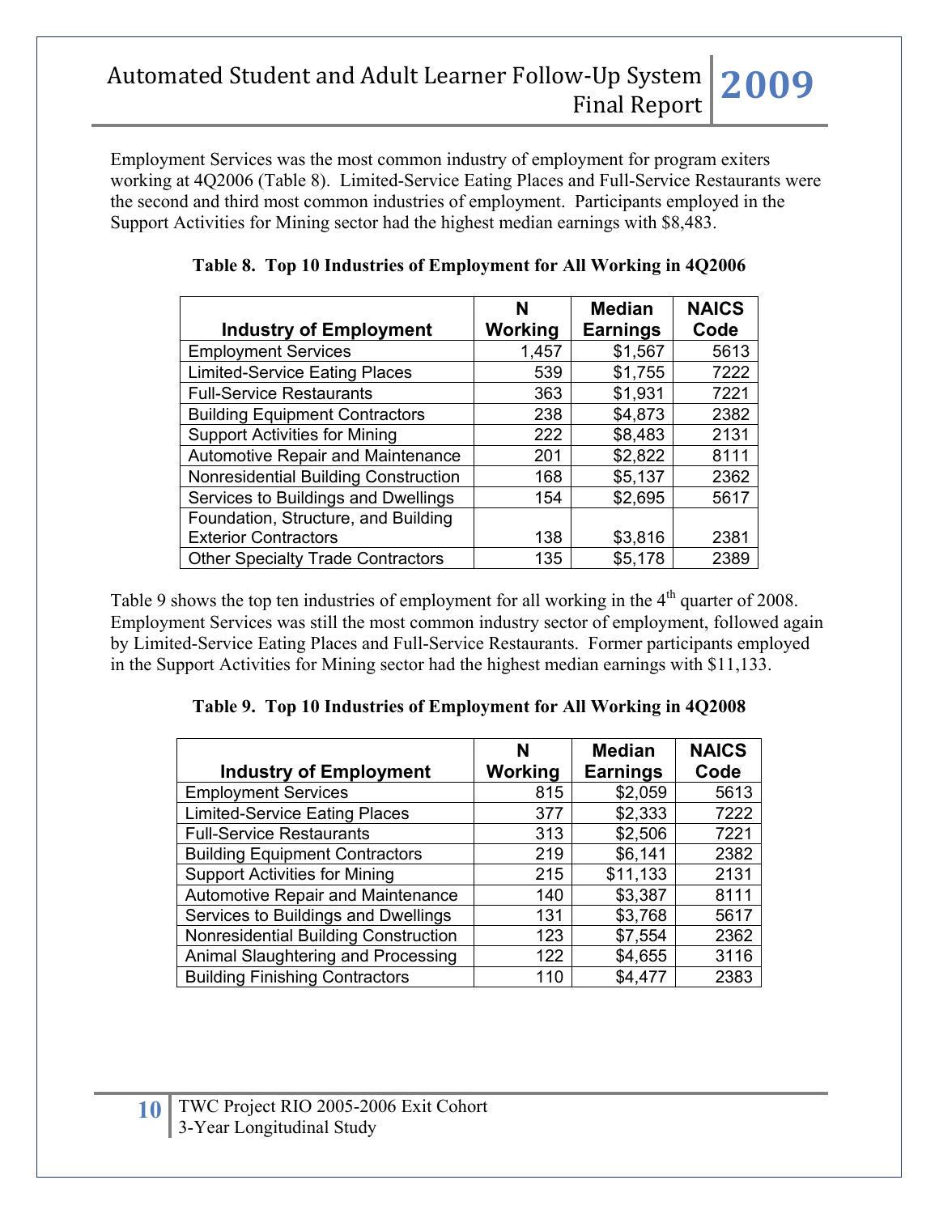Employment Services was the most common industry of employment for program exiters working at 4Q2006 (Table 8). Limited-Service Eating Places and Full-Service Restaurants were the second and third most common industries of employment. Participants employed in the Support Activities for Mining sector had the highest median earnings with $8,483.

**Table 8. Top 10 Industries of Employment for All Working in 4Q2006**

| Industry of Employment | N Working | Median Earnings | NAICS Code |
|---|---|---|---|
| Employment Services | 1,457 | $1,567 | 5613 |
| Limited-Service Eating Places | 539 | $1,755 | 7222 |
| Full-Service Restaurants | 363 | $1,931 | 7221 |
| Building Equipment Contractors | 238 | $4,873 | 2382 |
| Support Activities for Mining | 222 | $8,483 | 2131 |
| Automotive Repair and Maintenance | 201 | $2,822 | 8111 |
| Nonresidential Building Construction | 168 | $5,137 | 2362 |
| Services to Buildings and Dwellings | 154 | $2,695 | 5617 |
| Foundation, Structure, and Building Exterior Contractors | 138 | $3,816 | 2381 |
| Other Specialty Trade Contractors | 135 | $5,178 | 2389 |

Table 9 shows the top ten industries of employment for all working in the 4th quarter of 2008. Employment Services was still the most common industry sector of employment, followed again by Limited-Service Eating Places and Full-Service Restaurants. Former participants employed in the Support Activities for Mining sector had the highest median earnings with $11,133.

**Table 9. Top 10 Industries of Employment for All Working in 4Q2008**

| Industry of Employment | N Working | Median Earnings | NAICS Code |
|---|---|---|---|
| Employment Services | 815 | $2,059 | 5613 |
| Limited-Service Eating Places | 377 | $2,333 | 7222 |
| Full-Service Restaurants | 313 | $2,506 | 7221 |
| Building Equipment Contractors | 219 | $6,141 | 2382 |
| Support Activities for Mining | 215 | $11,133 | 2131 |
| Automotive Repair and Maintenance | 140 | $3,387 | 8111 |
| Services to Buildings and Dwellings | 131 | $3,768 | 5617 |
| Nonresidential Building Construction | 123 | $7,554 | 2362 |
| Animal Slaughtering and Processing | 122 | $4,655 | 3116 |
| Building Finishing Contractors | 110 | $4,477 | 2383 |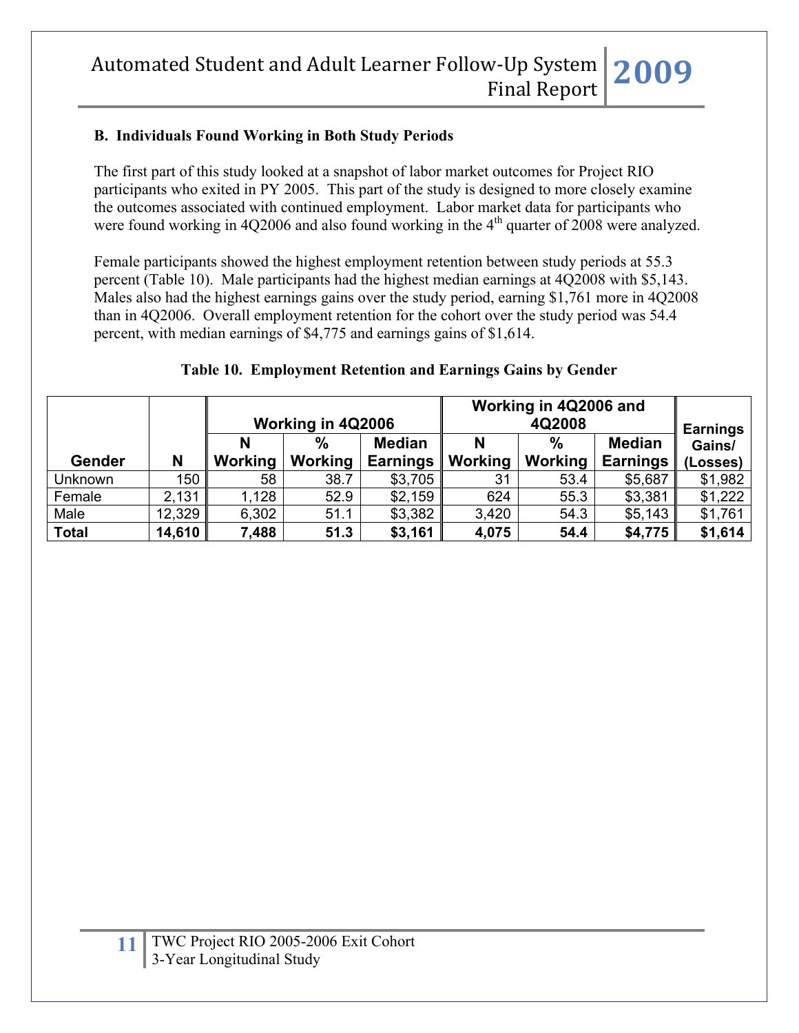### B. Individuals Found Working in Both Study Periods

The first part of this study looked at a snapshot of labor market outcomes for Project RIO participants who exited in PY 2005. This part of the study is designed to more closely examine the outcomes associated with continued employment. Labor market data for participants who were found working in 4Q2006 and also found working in the 4th quarter of 2008 were analyzed.

Female participants showed the highest employment retention between study periods at 55.3 percent (Table 10). Male participants had the highest median earnings at 4Q2008 with $5,143. Males also had the highest earnings gains over the study period, earning $1,761 more in 4Q2008 than in 4Q2006. Overall employment retention for the cohort over the study period was 54.4 percent, with median earnings of $4,775 and earnings gains of $1,614.

**Table 10. Employment Retention and Earnings Gains by Gender**

| | | Working in 4Q2006 | | | Working in 4Q2006 and 4Q2008 | | | |
|---|---|---|---|---|---|---|---|---|
| **Gender** | **N** | **N Working** | **% Working** | **Median Earnings** | **N Working** | **% Working** | **Median Earnings** | **Earnings Gains/ (Losses)** |
| Unknown | 150 | 58 | 38.7 | $3,705 | 31 | 53.4 | $5,687 | $1,982 |
| Female | 2,131 | 1,128 | 52.9 | $2,159 | 624 | 55.3 | $3,381 | $1,222 |
| Male | 12,329 | 6,302 | 51.1 | $3,382 | 3,420 | 54.3 | $5,143 | $1,761 |
| **Total** | **14,610** | **7,488** | **51.3** | **$3,161** | **4,075** | **54.4** | **$4,775** | **$1,614** |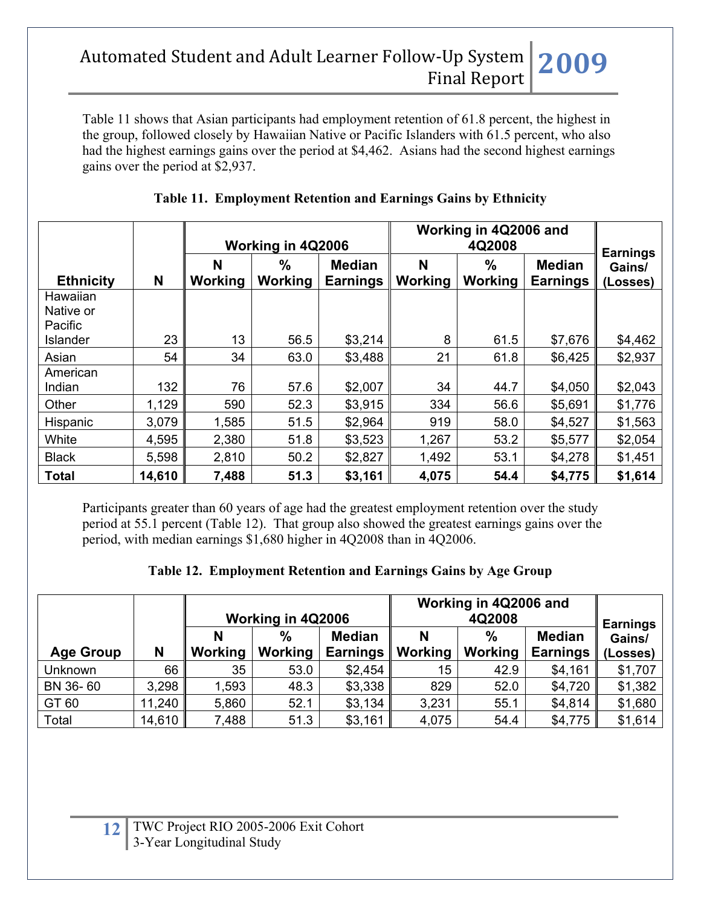Table 11 shows that Asian participants had employment retention of 61.8 percent, the highest in the group, followed closely by Hawaiian Native or Pacific Islanders with 61.5 percent, who also had the highest earnings gains over the period at $4,462. Asians had the second highest earnings gains over the period at $2,937.

**Table 11. Employment Retention and Earnings Gains by Ethnicity**

| Ethnicity | N | Working in 4Q2006 | | | Working in 4Q2006 and 4Q2008 | | | Earnings Gains/ (Losses) |
|---|---|---|---|---|---|---|---|---|
| | | N Working | % Working | Median Earnings | N Working | % Working | Median Earnings | |
| Hawaiian Native or Pacific Islander | 23 | 13 | 56.5 | $3,214 | 8 | 61.5 | $7,676 | $4,462 |
| Asian | 54 | 34 | 63.0 | $3,488 | 21 | 61.8 | $6,425 | $2,937 |
| American Indian | 132 | 76 | 57.6 | $2,007 | 34 | 44.7 | $4,050 | $2,043 |
| Other | 1,129 | 590 | 52.3 | $3,915 | 334 | 56.6 | $5,691 | $1,776 |
| Hispanic | 3,079 | 1,585 | 51.5 | $2,964 | 919 | 58.0 | $4,527 | $1,563 |
| White | 4,595 | 2,380 | 51.8 | $3,523 | 1,267 | 53.2 | $5,577 | $2,054 |
| Black | 5,598 | 2,810 | 50.2 | $2,827 | 1,492 | 53.1 | $4,278 | $1,451 |
| **Total** | **14,610** | **7,488** | **51.3** | **$3,161** | **4,075** | **54.4** | **$4,775** | **$1,614** |

Participants greater than 60 years of age had the greatest employment retention over the study period at 55.1 percent (Table 12). That group also showed the greatest earnings gains over the period, with median earnings $1,680 higher in 4Q2008 than in 4Q2006.

**Table 12. Employment Retention and Earnings Gains by Age Group**

| Age Group | N | Working in 4Q2006 | | | Working in 4Q2006 and 4Q2008 | | | Earnings Gains/ (Losses) |
|---|---|---|---|---|---|---|---|---|
| | | N Working | % Working | Median Earnings | N Working | % Working | Median Earnings | |
| Unknown | 66 | 35 | 53.0 | $2,454 | 15 | 42.9 | $4,161 | $1,707 |
| BN 36- 60 | 3,298 | 1,593 | 48.3 | $3,338 | 829 | 52.0 | $4,720 | $1,382 |
| GT 60 | 11,240 | 5,860 | 52.1 | $3,134 | 3,231 | 55.1 | $4,814 | $1,680 |
| Total | 14,610 | 7,488 | 51.3 | $3,161 | 4,075 | 54.4 | $4,775 | $1,614 |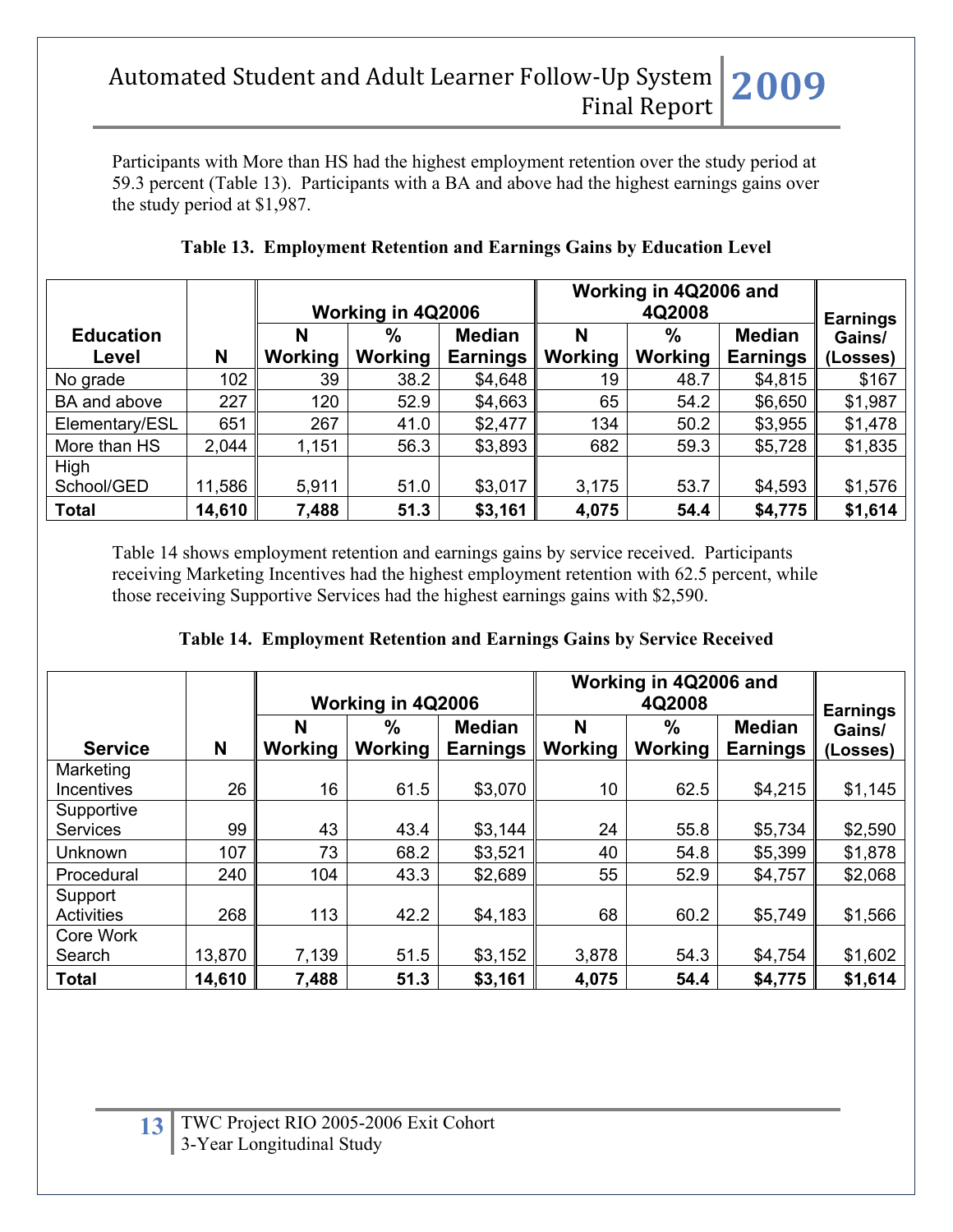Participants with More than HS had the highest employment retention over the study period at 59.3 percent (Table 13). Participants with a BA and above had the highest earnings gains over the study period at $1,987.

**Table 13. Employment Retention and Earnings Gains by Education Level**

| Education Level | N | Working in 4Q2006 | | | Working in 4Q2006 and 4Q2008 | | | Earnings Gains/ (Losses) |
|---|---|---|---|---|---|---|---|---|
| | | N Working | % Working | Median Earnings | N Working | % Working | Median Earnings | |
| No grade | 102 | 39 | 38.2 | $4,648 | 19 | 48.7 | $4,815 | $167 |
| BA and above | 227 | 120 | 52.9 | $4,663 | 65 | 54.2 | $6,650 | $1,987 |
| Elementary/ESL | 651 | 267 | 41.0 | $2,477 | 134 | 50.2 | $3,955 | $1,478 |
| More than HS | 2,044 | 1,151 | 56.3 | $3,893 | 682 | 59.3 | $5,728 | $1,835 |
| High School/GED | 11,586 | 5,911 | 51.0 | $3,017 | 3,175 | 53.7 | $4,593 | $1,576 |
| **Total** | **14,610** | **7,488** | **51.3** | **$3,161** | **4,075** | **54.4** | **$4,775** | **$1,614** |

Table 14 shows employment retention and earnings gains by service received. Participants receiving Marketing Incentives had the highest employment retention with 62.5 percent, while those receiving Supportive Services had the highest earnings gains with $2,590.

**Table 14. Employment Retention and Earnings Gains by Service Received**

| Service | N | Working in 4Q2006 | | | Working in 4Q2006 and 4Q2008 | | | Earnings Gains/ (Losses) |
|---|---|---|---|---|---|---|---|---|
| | | N Working | % Working | Median Earnings | N Working | % Working | Median Earnings | |
| Marketing Incentives | 26 | 16 | 61.5 | $3,070 | 10 | 62.5 | $4,215 | $1,145 |
| Supportive Services | 99 | 43 | 43.4 | $3,144 | 24 | 55.8 | $5,734 | $2,590 |
| Unknown | 107 | 73 | 68.2 | $3,521 | 40 | 54.8 | $5,399 | $1,878 |
| Procedural | 240 | 104 | 43.3 | $2,689 | 55 | 52.9 | $4,757 | $2,068 |
| Support Activities | 268 | 113 | 42.2 | $4,183 | 68 | 60.2 | $5,749 | $1,566 |
| Core Work Search | 13,870 | 7,139 | 51.5 | $3,152 | 3,878 | 54.3 | $4,754 | $1,602 |
| **Total** | **14,610** | **7,488** | **51.3** | **$3,161** | **4,075** | **54.4** | **$4,775** | **$1,614** |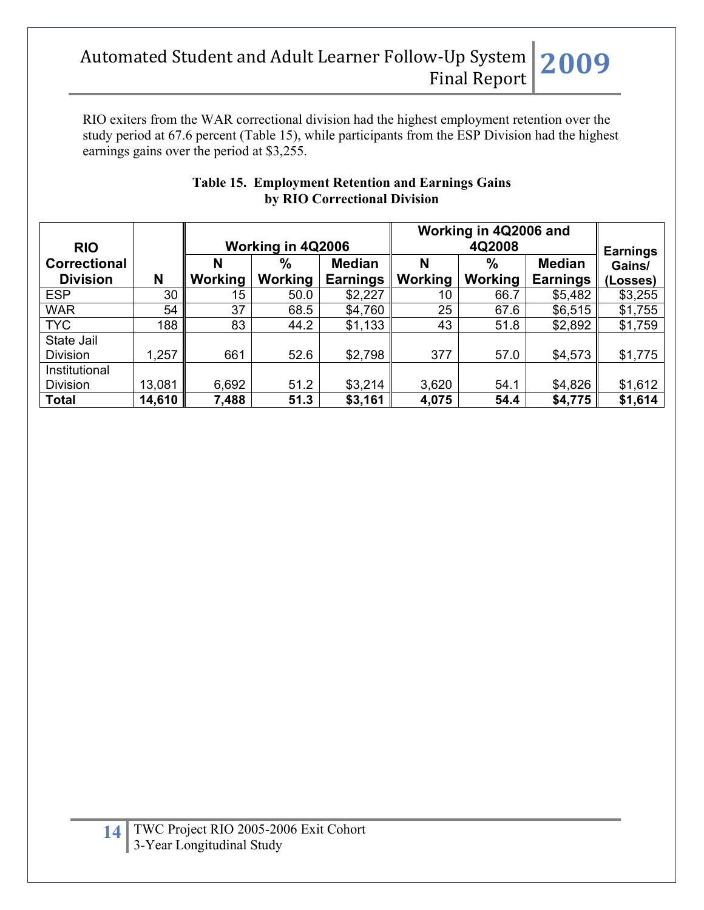RIO exiters from the WAR correctional division had the highest employment retention over the study period at 67.6 percent (Table 15), while participants from the ESP Division had the highest earnings gains over the period at $3,255.

**Table 15. Employment Retention and Earnings Gains by RIO Correctional Division**

| RIO Correctional Division | N | Working in 4Q2006 | | | Working in 4Q2006 and 4Q2008 | | | Earnings Gains/ (Losses) |
|---|---|---|---|---|---|---|---|---|
| | | N Working | % Working | Median Earnings | N Working | % Working | Median Earnings | |
| ESP | 30 | 15 | 50.0 | $2,227 | 10 | 66.7 | $5,482 | $3,255 |
| WAR | 54 | 37 | 68.5 | $4,760 | 25 | 67.6 | $6,515 | $1,755 |
| TYC | 188 | 83 | 44.2 | $1,133 | 43 | 51.8 | $2,892 | $1,759 |
| State Jail Division | 1,257 | 661 | 52.6 | $2,798 | 377 | 57.0 | $4,573 | $1,775 |
| Institutional Division | 13,081 | 6,692 | 51.2 | $3,214 | 3,620 | 54.1 | $4,826 | $1,612 |
| **Total** | **14,610** | **7,488** | **51.3** | **$3,161** | **4,075** | **54.4** | **$4,775** | **$1,614** |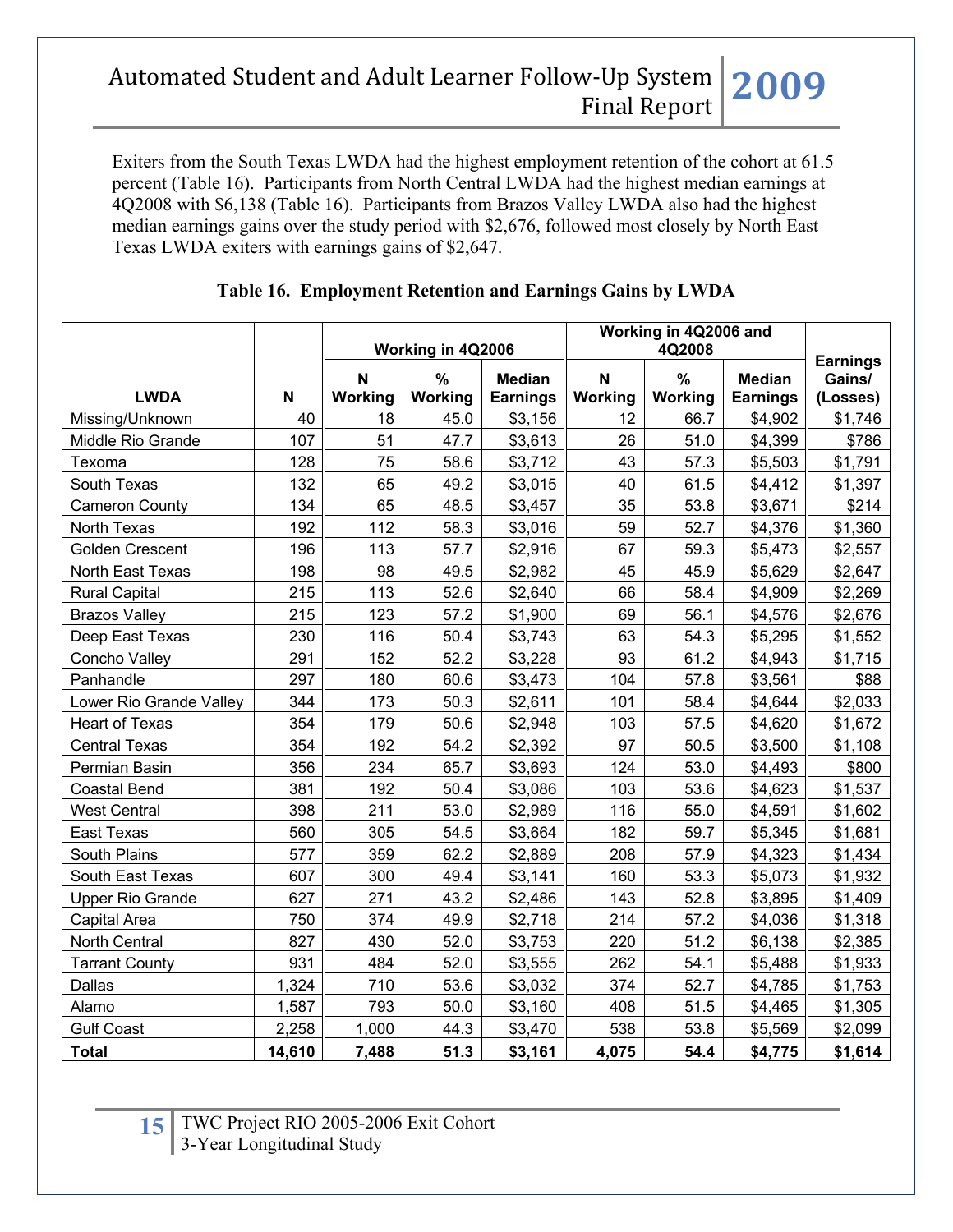Exiters from the South Texas LWDA had the highest employment retention of the cohort at 61.5 percent (Table 16). Participants from North Central LWDA had the highest median earnings at 4Q2008 with $6,138 (Table 16). Participants from Brazos Valley LWDA also had the highest median earnings gains over the study period with $2,676, followed most closely by North East Texas LWDA exiters with earnings gains of $2,647.

**Table 16. Employment Retention and Earnings Gains by LWDA**

| LWDA | N | Working in 4Q2006 | | | Working in 4Q2006 and 4Q2008 | | | Earnings Gains/ (Losses) |
|---|---|---|---|---|---|---|---|---|
| | | N Working | % Working | Median Earnings | N Working | % Working | Median Earnings | |
| Missing/Unknown | 40 | 18 | 45.0 | $3,156 | 12 | 66.7 | $4,902 | $1,746 |
| Middle Rio Grande | 107 | 51 | 47.7 | $3,613 | 26 | 51.0 | $4,399 | $786 |
| Texoma | 128 | 75 | 58.6 | $3,712 | 43 | 57.3 | $5,503 | $1,791 |
| South Texas | 132 | 65 | 49.2 | $3,015 | 40 | 61.5 | $4,412 | $1,397 |
| Cameron County | 134 | 65 | 48.5 | $3,457 | 35 | 53.8 | $3,671 | $214 |
| North Texas | 192 | 112 | 58.3 | $3,016 | 59 | 52.7 | $4,376 | $1,360 |
| Golden Crescent | 196 | 113 | 57.7 | $2,916 | 67 | 59.3 | $5,473 | $2,557 |
| North East Texas | 198 | 98 | 49.5 | $2,982 | 45 | 45.9 | $5,629 | $2,647 |
| Rural Capital | 215 | 113 | 52.6 | $2,640 | 66 | 58.4 | $4,909 | $2,269 |
| Brazos Valley | 215 | 123 | 57.2 | $1,900 | 69 | 56.1 | $4,576 | $2,676 |
| Deep East Texas | 230 | 116 | 50.4 | $3,743 | 63 | 54.3 | $5,295 | $1,552 |
| Concho Valley | 291 | 152 | 52.2 | $3,228 | 93 | 61.2 | $4,943 | $1,715 |
| Panhandle | 297 | 180 | 60.6 | $3,473 | 104 | 57.8 | $3,561 | $88 |
| Lower Rio Grande Valley | 344 | 173 | 50.3 | $2,611 | 101 | 58.4 | $4,644 | $2,033 |
| Heart of Texas | 354 | 179 | 50.6 | $2,948 | 103 | 57.5 | $4,620 | $1,672 |
| Central Texas | 354 | 192 | 54.2 | $2,392 | 97 | 50.5 | $3,500 | $1,108 |
| Permian Basin | 356 | 234 | 65.7 | $3,693 | 124 | 53.0 | $4,493 | $800 |
| Coastal Bend | 381 | 192 | 50.4 | $3,086 | 103 | 53.6 | $4,623 | $1,537 |
| West Central | 398 | 211 | 53.0 | $2,989 | 116 | 55.0 | $4,591 | $1,602 |
| East Texas | 560 | 305 | 54.5 | $3,664 | 182 | 59.7 | $5,345 | $1,681 |
| South Plains | 577 | 359 | 62.2 | $2,889 | 208 | 57.9 | $4,323 | $1,434 |
| South East Texas | 607 | 300 | 49.4 | $3,141 | 160 | 53.3 | $5,073 | $1,932 |
| Upper Rio Grande | 627 | 271 | 43.2 | $2,486 | 143 | 52.8 | $3,895 | $1,409 |
| Capital Area | 750 | 374 | 49.9 | $2,718 | 214 | 57.2 | $4,036 | $1,318 |
| North Central | 827 | 430 | 52.0 | $3,753 | 220 | 51.2 | $6,138 | $2,385 |
| Tarrant County | 931 | 484 | 52.0 | $3,555 | 262 | 54.1 | $5,488 | $1,933 |
| Dallas | 1,324 | 710 | 53.6 | $3,032 | 374 | 52.7 | $4,785 | $1,753 |
| Alamo | 1,587 | 793 | 50.0 | $3,160 | 408 | 51.5 | $4,465 | $1,305 |
| Gulf Coast | 2,258 | 1,000 | 44.3 | $3,470 | 538 | 53.8 | $5,569 | $2,099 |
| **Total** | **14,610** | **7,488** | **51.3** | **$3,161** | **4,075** | **54.4** | **$4,775** | **$1,614** |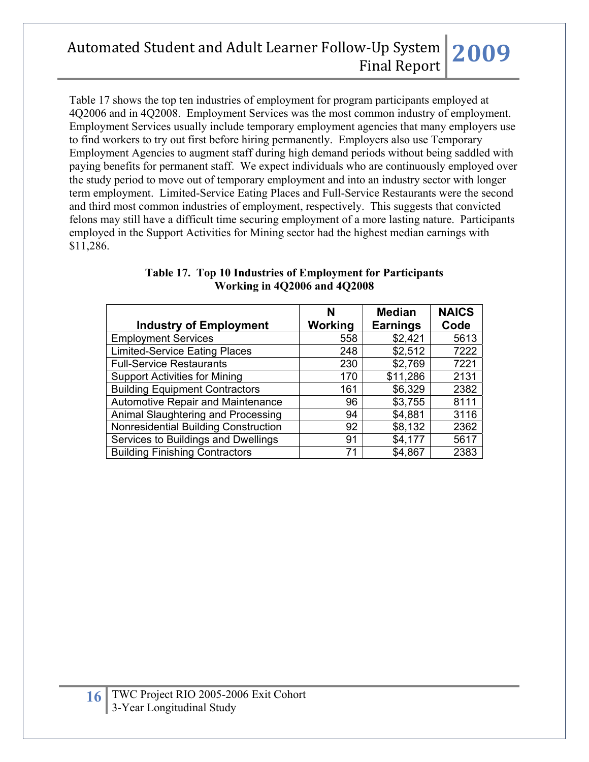Table 17 shows the top ten industries of employment for program participants employed at 4Q2006 and in 4Q2008. Employment Services was the most common industry of employment. Employment Services usually include temporary employment agencies that many employers use to find workers to try out first before hiring permanently. Employers also use Temporary Employment Agencies to augment staff during high demand periods without being saddled with paying benefits for permanent staff. We expect individuals who are continuously employed over the study period to move out of temporary employment and into an industry sector with longer term employment. Limited-Service Eating Places and Full-Service Restaurants were the second and third most common industries of employment, respectively. This suggests that convicted felons may still have a difficult time securing employment of a more lasting nature. Participants employed in the Support Activities for Mining sector had the highest median earnings with $11,286.

**Table 17. Top 10 Industries of Employment for Participants Working in 4Q2006 and 4Q2008**

| Industry of Employment | N Working | Median Earnings | NAICS Code |
|---|---|---|---|
| Employment Services | 558 | $2,421 | 5613 |
| Limited-Service Eating Places | 248 | $2,512 | 7222 |
| Full-Service Restaurants | 230 | $2,769 | 7221 |
| Support Activities for Mining | 170 | $11,286 | 2131 |
| Building Equipment Contractors | 161 | $6,329 | 2382 |
| Automotive Repair and Maintenance | 96 | $3,755 | 8111 |
| Animal Slaughtering and Processing | 94 | $4,881 | 3116 |
| Nonresidential Building Construction | 92 | $8,132 | 2362 |
| Services to Buildings and Dwellings | 91 | $4,177 | 5617 |
| Building Finishing Contractors | 71 | $4,867 | 2383 |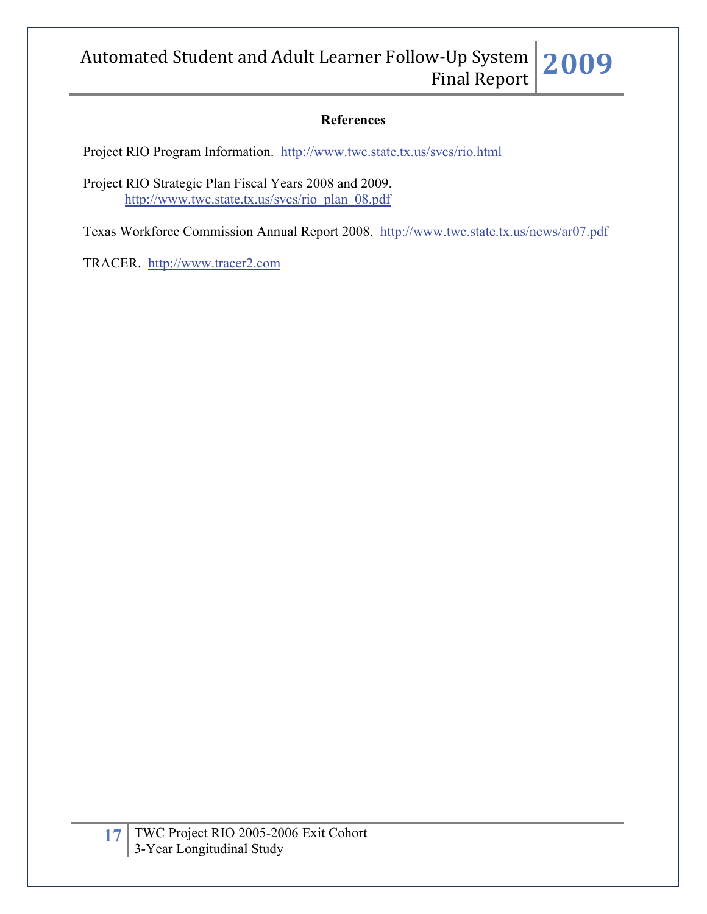## References

Project RIO Program Information. http://www.twc.state.tx.us/svcs/rio.html

Project RIO Strategic Plan Fiscal Years 2008 and 2009.
 http://www.twc.state.tx.us/svcs/rio_plan_08.pdf

Texas Workforce Commission Annual Report 2008. http://www.twc.state.tx.us/news/ar07.pdf

TRACER. http://www.tracer2.com